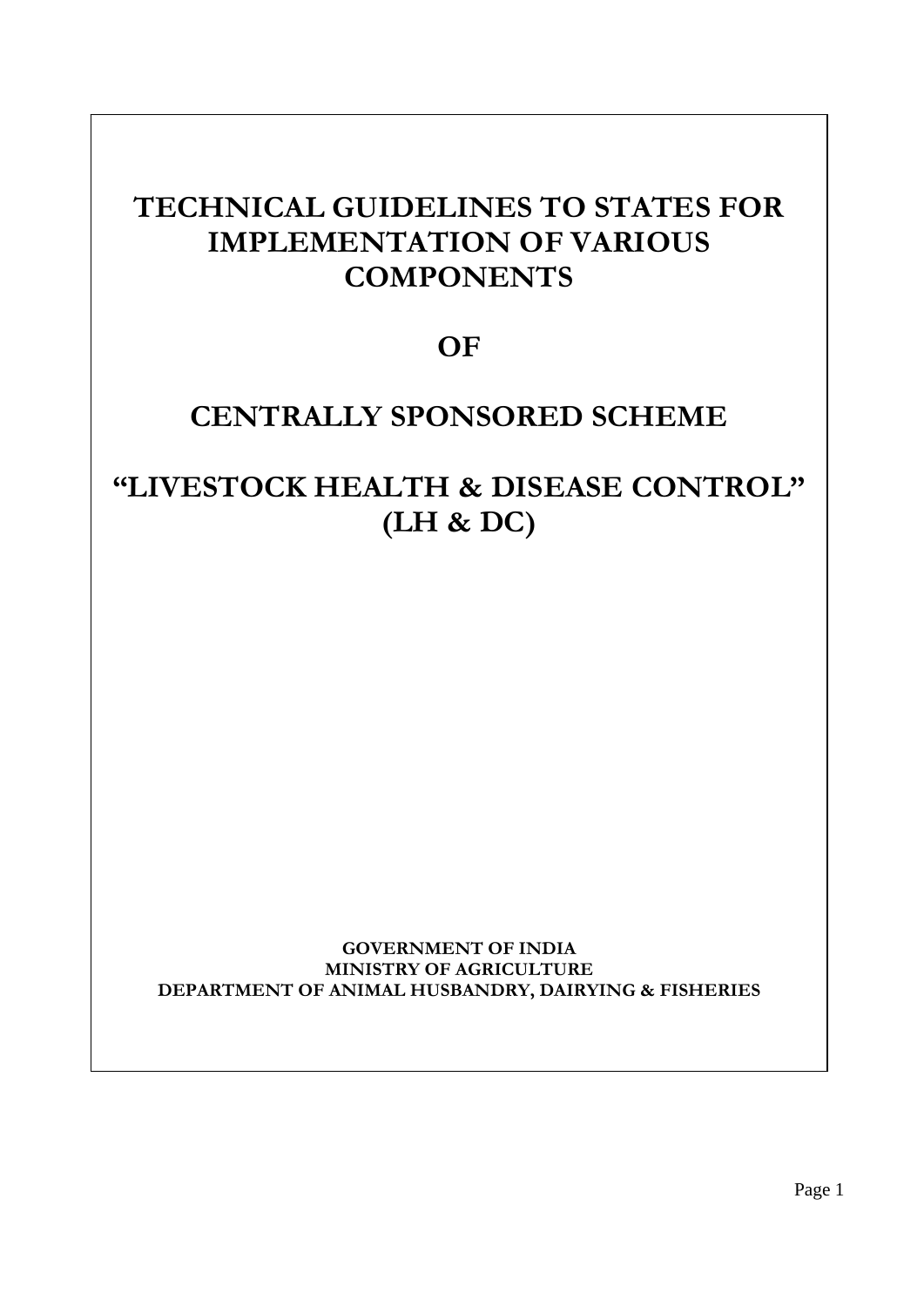# TECHNICAL GUIDELINES TO STATES FOR IMPLEMENTATION OF VARIOUS COMPONENTS

# OF

# CENTRALLY SPONSORED SCHEME

# "LIVESTOCK HEALTH & DISEASE CONTROL" (LH & DC)

**GOVERNMENT OF INDIA**
**MINISTRY OF AGRICULTURE**
**DEPARTMENT OF ANIMAL HUSBANDRY, DAIRYING & FISHERIES**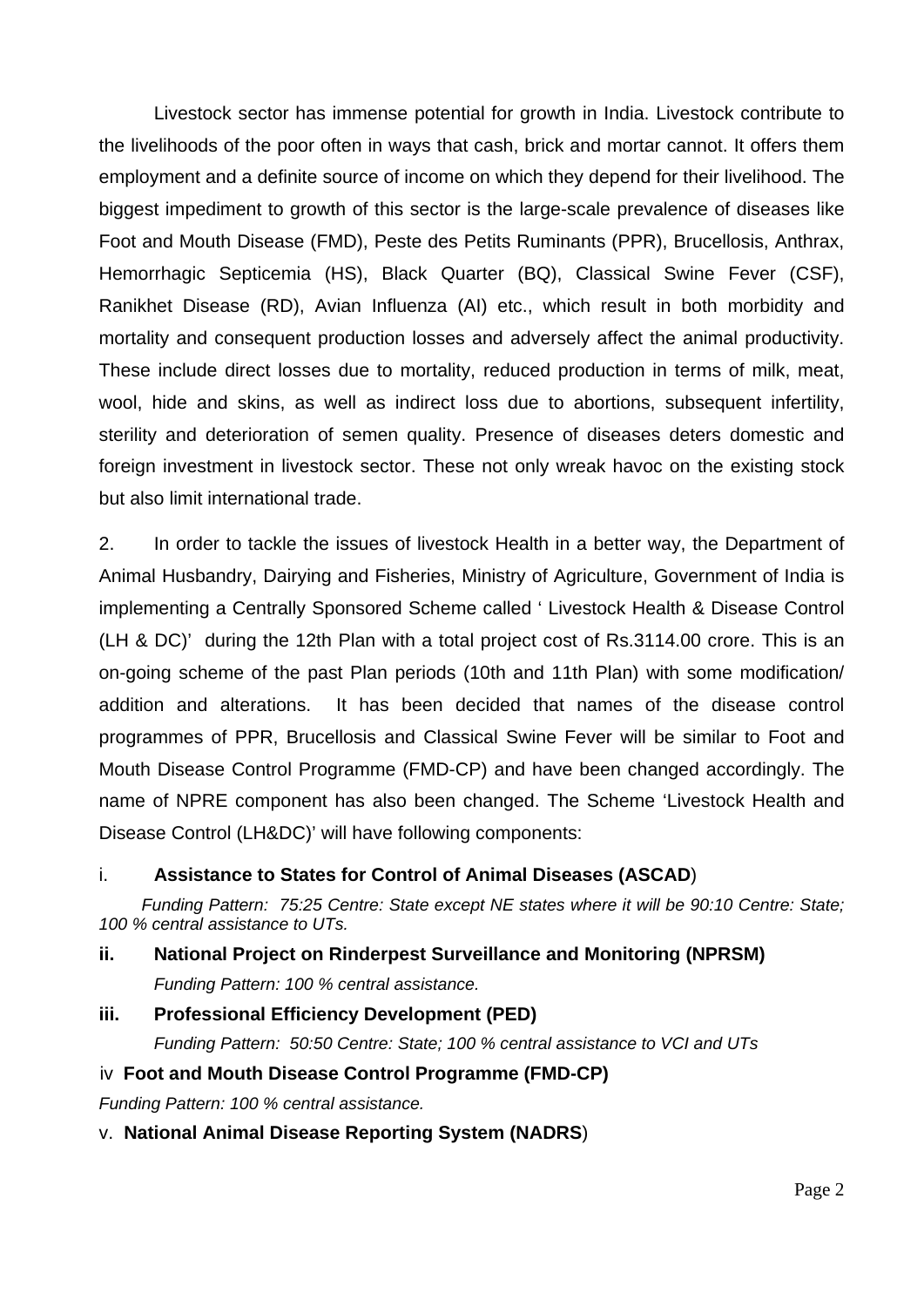Livestock sector has immense potential for growth in India. Livestock contribute to the livelihoods of the poor often in ways that cash, brick and mortar cannot. It offers them employment and a definite source of income on which they depend for their livelihood. The biggest impediment to growth of this sector is the large-scale prevalence of diseases like Foot and Mouth Disease (FMD), Peste des Petits Ruminants (PPR), Brucellosis, Anthrax, Hemorrhagic Septicemia (HS), Black Quarter (BQ), Classical Swine Fever (CSF), Ranikhet Disease (RD), Avian Influenza (AI) etc., which result in both morbidity and mortality and consequent production losses and adversely affect the animal productivity. These include direct losses due to mortality, reduced production in terms of milk, meat, wool, hide and skins, as well as indirect loss due to abortions, subsequent infertility, sterility and deterioration of semen quality. Presence of diseases deters domestic and foreign investment in livestock sector. These not only wreak havoc on the existing stock but also limit international trade.

2. In order to tackle the issues of livestock Health in a better way, the Department of Animal Husbandry, Dairying and Fisheries, Ministry of Agriculture, Government of India is implementing a Centrally Sponsored Scheme called ' Livestock Health & Disease Control (LH & DC)' during the 12th Plan with a total project cost of Rs.3114.00 crore. This is an on-going scheme of the past Plan periods (10th and 11th Plan) with some modification/ addition and alterations. It has been decided that names of the disease control programmes of PPR, Brucellosis and Classical Swine Fever will be similar to Foot and Mouth Disease Control Programme (FMD-CP) and have been changed accordingly. The name of NPRE component has also been changed. The Scheme 'Livestock Health and Disease Control (LH&DC)' will have following components:

i. **Assistance to States for Control of Animal Diseases (ASCAD**)

*Funding Pattern: 75:25 Centre: State except NE states where it will be 90:10 Centre: State; 100 % central assistance to UTs.*

**ii. National Project on Rinderpest Surveillance and Monitoring (NPRSM)**

*Funding Pattern: 100 % central assistance.*

**iii. Professional Efficiency Development (PED)**

*Funding Pattern: 50:50 Centre: State; 100 % central assistance to VCI and UTs*

iv **Foot and Mouth Disease Control Programme (FMD-CP)**

*Funding Pattern: 100 % central assistance.*

v. **National Animal Disease Reporting System (NADRS**)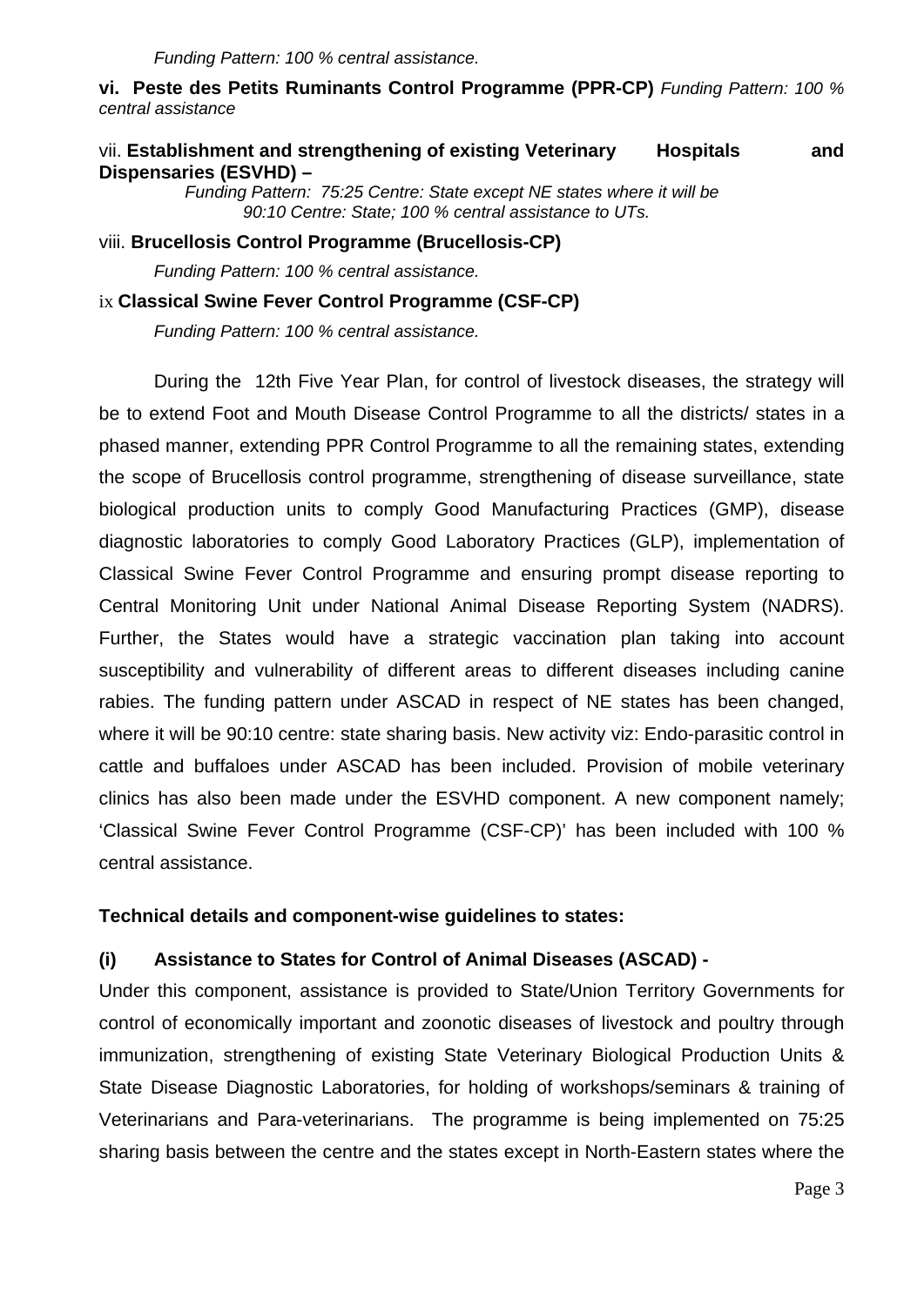*Funding Pattern: 100 % central assistance.*

**vi. Peste des Petits Ruminants Control Programme (PPR-CP)** *Funding Pattern: 100 % central assistance*

vii. **Establishment and strengthening of existing Veterinary Hospitals and Dispensaries (ESVHD) –**

*Funding Pattern: 75:25 Centre: State except NE states where it will be 90:10 Centre: State; 100 % central assistance to UTs.*

viii. **Brucellosis Control Programme (Brucellosis-CP)**

*Funding Pattern: 100 % central assistance.*

ix **Classical Swine Fever Control Programme (CSF-CP)**

*Funding Pattern: 100 % central assistance.*

During the 12th Five Year Plan, for control of livestock diseases, the strategy will be to extend Foot and Mouth Disease Control Programme to all the districts/ states in a phased manner, extending PPR Control Programme to all the remaining states, extending the scope of Brucellosis control programme, strengthening of disease surveillance, state biological production units to comply Good Manufacturing Practices (GMP), disease diagnostic laboratories to comply Good Laboratory Practices (GLP), implementation of Classical Swine Fever Control Programme and ensuring prompt disease reporting to Central Monitoring Unit under National Animal Disease Reporting System (NADRS). Further, the States would have a strategic vaccination plan taking into account susceptibility and vulnerability of different areas to different diseases including canine rabies. The funding pattern under ASCAD in respect of NE states has been changed, where it will be 90:10 centre: state sharing basis. New activity viz: Endo-parasitic control in cattle and buffaloes under ASCAD has been included. Provision of mobile veterinary clinics has also been made under the ESVHD component. A new component namely; 'Classical Swine Fever Control Programme (CSF-CP)' has been included with 100 % central assistance.

**Technical details and component-wise guidelines to states:**

**(i) Assistance to States for Control of Animal Diseases (ASCAD) -**

Under this component, assistance is provided to State/Union Territory Governments for control of economically important and zoonotic diseases of livestock and poultry through immunization, strengthening of existing State Veterinary Biological Production Units & State Disease Diagnostic Laboratories, for holding of workshops/seminars & training of Veterinarians and Para-veterinarians. The programme is being implemented on 75:25 sharing basis between the centre and the states except in North-Eastern states where the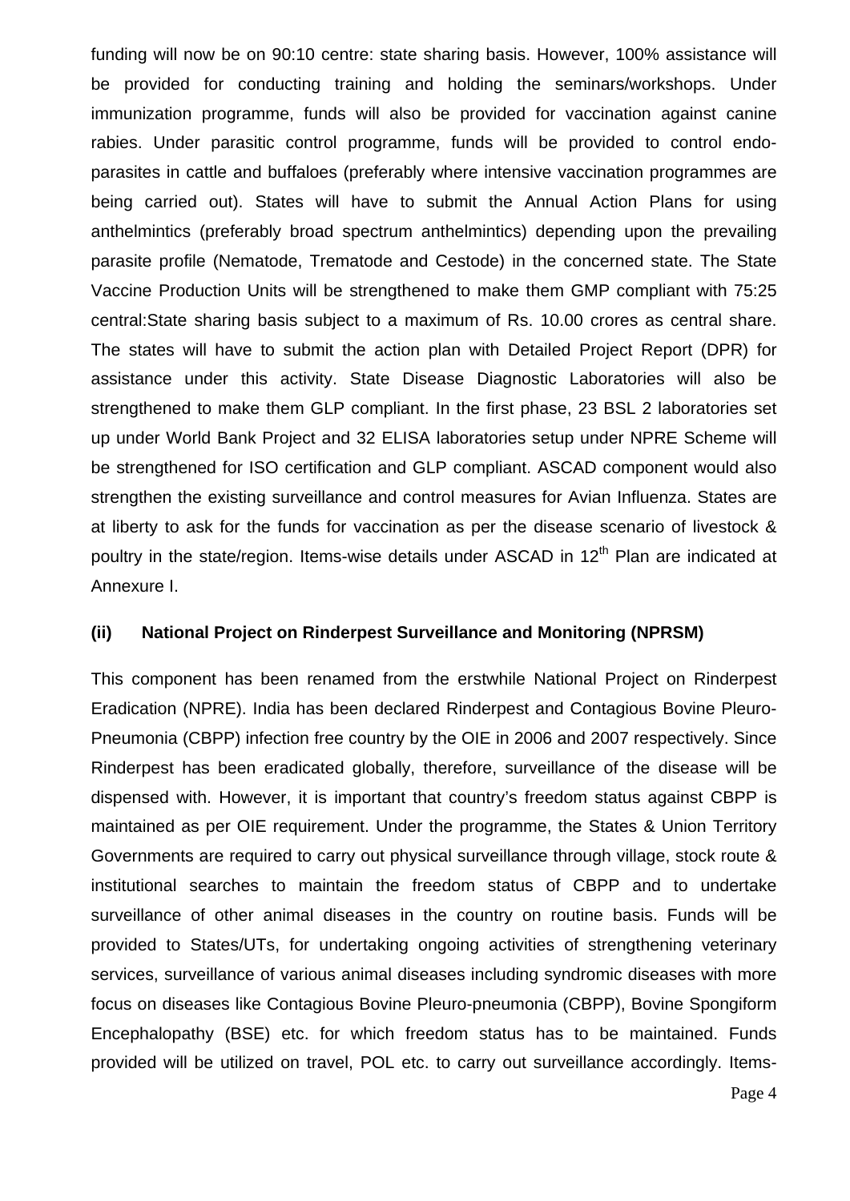funding will now be on 90:10 centre: state sharing basis. However, 100% assistance will be provided for conducting training and holding the seminars/workshops. Under immunization programme, funds will also be provided for vaccination against canine rabies. Under parasitic control programme, funds will be provided to control endo-parasites in cattle and buffaloes (preferably where intensive vaccination programmes are being carried out). States will have to submit the Annual Action Plans for using anthelmintics (preferably broad spectrum anthelmintics) depending upon the prevailing parasite profile (Nematode, Trematode and Cestode) in the concerned state. The State Vaccine Production Units will be strengthened to make them GMP compliant with 75:25 central:State sharing basis subject to a maximum of Rs. 10.00 crores as central share. The states will have to submit the action plan with Detailed Project Report (DPR) for assistance under this activity. State Disease Diagnostic Laboratories will also be strengthened to make them GLP compliant. In the first phase, 23 BSL 2 laboratories set up under World Bank Project and 32 ELISA laboratories setup under NPRE Scheme will be strengthened for ISO certification and GLP compliant. ASCAD component would also strengthen the existing surveillance and control measures for Avian Influenza. States are at liberty to ask for the funds for vaccination as per the disease scenario of livestock & poultry in the state/region. Items-wise details under ASCAD in 12th Plan are indicated at Annexure I.

### (ii) National Project on Rinderpest Surveillance and Monitoring (NPRSM)

This component has been renamed from the erstwhile National Project on Rinderpest Eradication (NPRE). India has been declared Rinderpest and Contagious Bovine Pleuro-Pneumonia (CBPP) infection free country by the OIE in 2006 and 2007 respectively. Since Rinderpest has been eradicated globally, therefore, surveillance of the disease will be dispensed with. However, it is important that country's freedom status against CBPP is maintained as per OIE requirement. Under the programme, the States & Union Territory Governments are required to carry out physical surveillance through village, stock route & institutional searches to maintain the freedom status of CBPP and to undertake surveillance of other animal diseases in the country on routine basis. Funds will be provided to States/UTs, for undertaking ongoing activities of strengthening veterinary services, surveillance of various animal diseases including syndromic diseases with more focus on diseases like Contagious Bovine Pleuro-pneumonia (CBPP), Bovine Spongiform Encephalopathy (BSE) etc. for which freedom status has to be maintained. Funds provided will be utilized on travel, POL etc. to carry out surveillance accordingly. Items-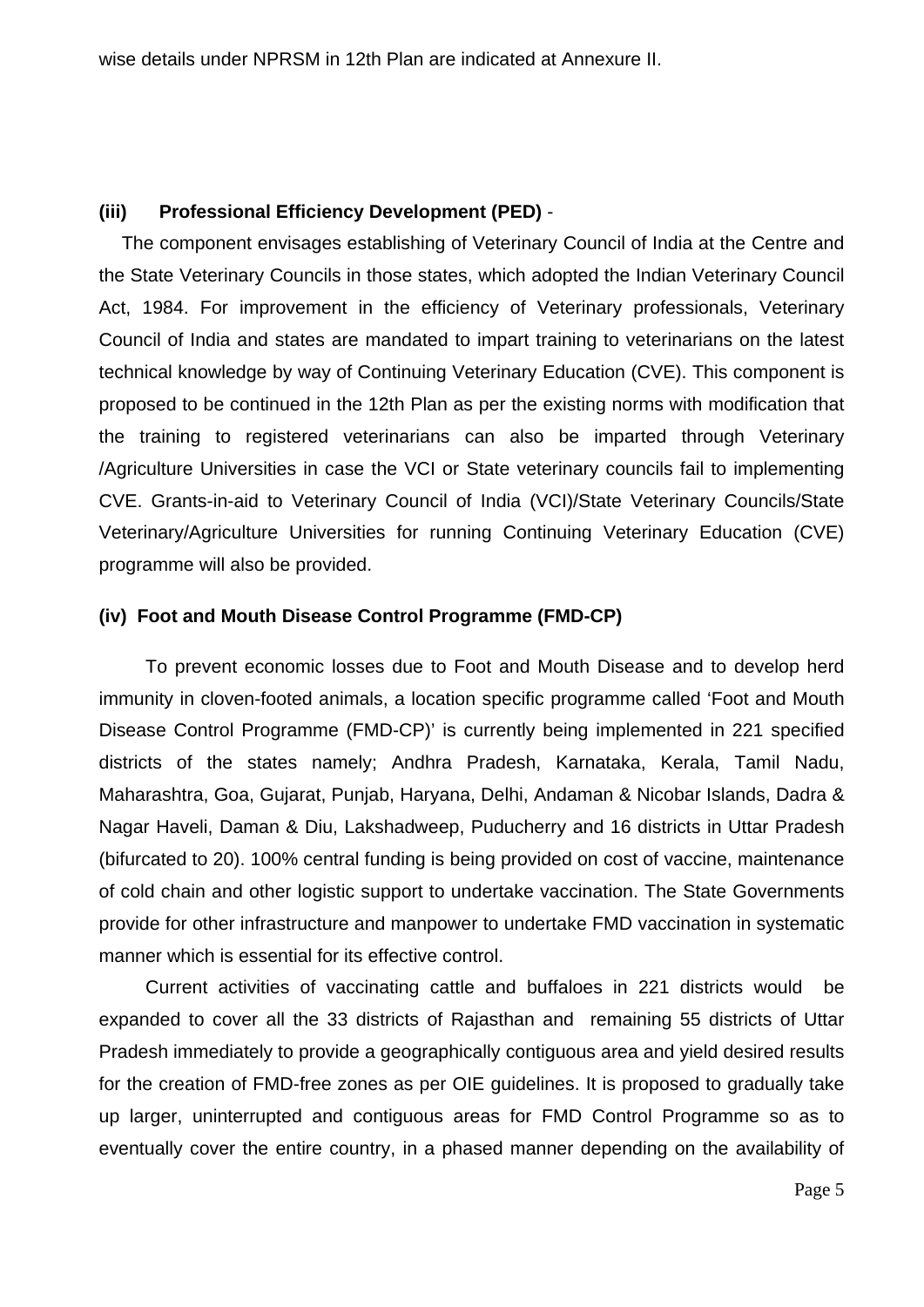wise details under NPRSM in 12th Plan are indicated at Annexure II.

### (iii) Professional Efficiency Development (PED) -

The component envisages establishing of Veterinary Council of India at the Centre and the State Veterinary Councils in those states, which adopted the Indian Veterinary Council Act, 1984. For improvement in the efficiency of Veterinary professionals, Veterinary Council of India and states are mandated to impart training to veterinarians on the latest technical knowledge by way of Continuing Veterinary Education (CVE). This component is proposed to be continued in the 12th Plan as per the existing norms with modification that the training to registered veterinarians can also be imparted through Veterinary /Agriculture Universities in case the VCI or State veterinary councils fail to implementing CVE. Grants-in-aid to Veterinary Council of India (VCI)/State Veterinary Councils/State Veterinary/Agriculture Universities for running Continuing Veterinary Education (CVE) programme will also be provided.

### (iv) Foot and Mouth Disease Control Programme (FMD-CP)

To prevent economic losses due to Foot and Mouth Disease and to develop herd immunity in cloven-footed animals, a location specific programme called 'Foot and Mouth Disease Control Programme (FMD-CP)' is currently being implemented in 221 specified districts of the states namely; Andhra Pradesh, Karnataka, Kerala, Tamil Nadu, Maharashtra, Goa, Gujarat, Punjab, Haryana, Delhi, Andaman & Nicobar Islands, Dadra & Nagar Haveli, Daman & Diu, Lakshadweep, Puducherry and 16 districts in Uttar Pradesh (bifurcated to 20). 100% central funding is being provided on cost of vaccine, maintenance of cold chain and other logistic support to undertake vaccination. The State Governments provide for other infrastructure and manpower to undertake FMD vaccination in systematic manner which is essential for its effective control.

Current activities of vaccinating cattle and buffaloes in 221 districts would be expanded to cover all the 33 districts of Rajasthan and remaining 55 districts of Uttar Pradesh immediately to provide a geographically contiguous area and yield desired results for the creation of FMD-free zones as per OIE guidelines. It is proposed to gradually take up larger, uninterrupted and contiguous areas for FMD Control Programme so as to eventually cover the entire country, in a phased manner depending on the availability of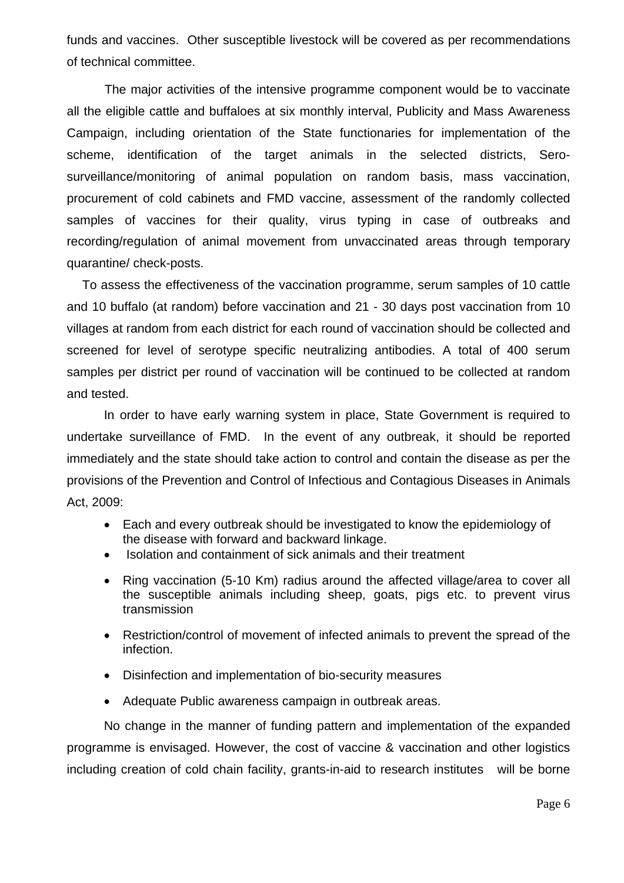funds and vaccines. Other susceptible livestock will be covered as per recommendations of technical committee.

The major activities of the intensive programme component would be to vaccinate all the eligible cattle and buffaloes at six monthly interval, Publicity and Mass Awareness Campaign, including orientation of the State functionaries for implementation of the scheme, identification of the target animals in the selected districts, Sero-surveillance/monitoring of animal population on random basis, mass vaccination, procurement of cold cabinets and FMD vaccine, assessment of the randomly collected samples of vaccines for their quality, virus typing in case of outbreaks and recording/regulation of animal movement from unvaccinated areas through temporary quarantine/ check-posts.

To assess the effectiveness of the vaccination programme, serum samples of 10 cattle and 10 buffalo (at random) before vaccination and 21 - 30 days post vaccination from 10 villages at random from each district for each round of vaccination should be collected and screened for level of serotype specific neutralizing antibodies. A total of 400 serum samples per district per round of vaccination will be continued to be collected at random and tested.

In order to have early warning system in place, State Government is required to undertake surveillance of FMD. In the event of any outbreak, it should be reported immediately and the state should take action to control and contain the disease as per the provisions of the Prevention and Control of Infectious and Contagious Diseases in Animals Act, 2009:

- Each and every outbreak should be investigated to know the epidemiology of the disease with forward and backward linkage.
- Isolation and containment of sick animals and their treatment
- Ring vaccination (5-10 Km) radius around the affected village/area to cover all the susceptible animals including sheep, goats, pigs etc. to prevent virus transmission
- Restriction/control of movement of infected animals to prevent the spread of the infection.
- Disinfection and implementation of bio-security measures
- Adequate Public awareness campaign in outbreak areas.

No change in the manner of funding pattern and implementation of the expanded programme is envisaged. However, the cost of vaccine & vaccination and other logistics including creation of cold chain facility, grants-in-aid to research institutes will be borne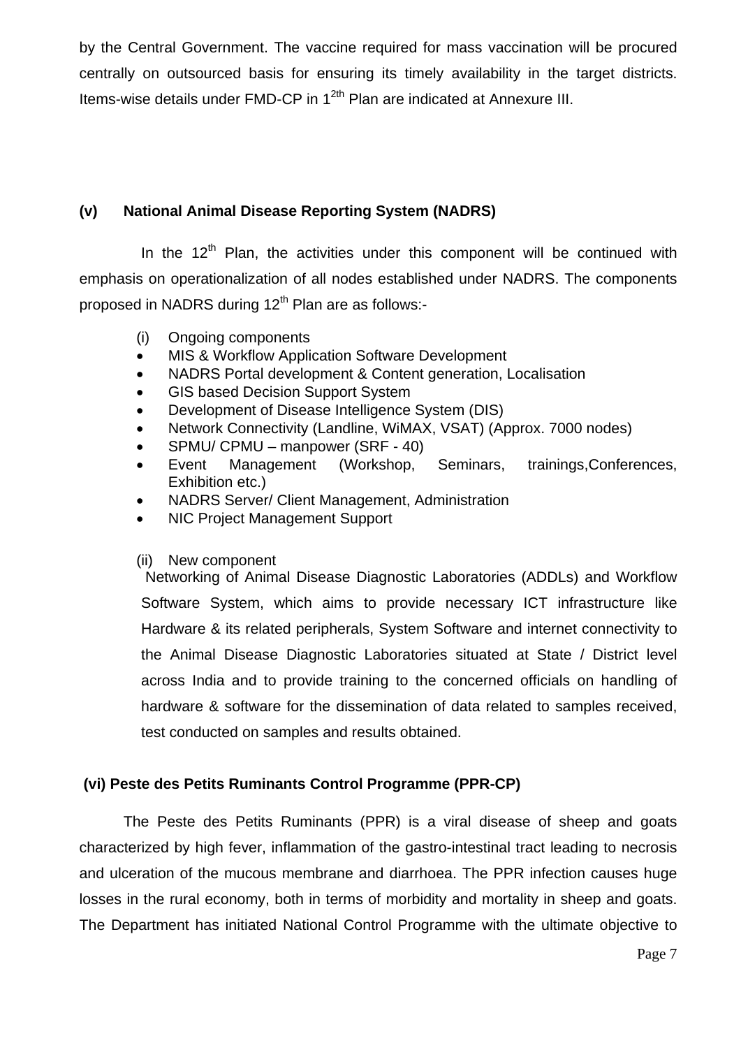by the Central Government. The vaccine required for mass vaccination will be procured centrally on outsourced basis for ensuring its timely availability in the target districts. Items-wise details under FMD-CP in 1[2th] Plan are indicated at Annexure III.

### (v) National Animal Disease Reporting System (NADRS)

In the 12[th] Plan, the activities under this component will be continued with emphasis on operationalization of all nodes established under NADRS. The components proposed in NADRS during 12[th] Plan are as follows:-

(i) Ongoing components

- MIS & Workflow Application Software Development
- NADRS Portal development & Content generation, Localisation
- GIS based Decision Support System
- Development of Disease Intelligence System (DIS)
- Network Connectivity (Landline, WiMAX, VSAT) (Approx. 7000 nodes)
- SPMU/ CPMU – manpower (SRF - 40)
- Event Management (Workshop, Seminars, trainings,Conferences, Exhibition etc.)
- NADRS Server/ Client Management, Administration
- NIC Project Management Support

(ii) New component

Networking of Animal Disease Diagnostic Laboratories (ADDLs) and Workflow Software System, which aims to provide necessary ICT infrastructure like Hardware & its related peripherals, System Software and internet connectivity to the Animal Disease Diagnostic Laboratories situated at State / District level across India and to provide training to the concerned officials on handling of hardware & software for the dissemination of data related to samples received, test conducted on samples and results obtained.

### (vi) Peste des Petits Ruminants Control Programme (PPR-CP)

The Peste des Petits Ruminants (PPR) is a viral disease of sheep and goats characterized by high fever, inflammation of the gastro-intestinal tract leading to necrosis and ulceration of the mucous membrane and diarrhoea. The PPR infection causes huge losses in the rural economy, both in terms of morbidity and mortality in sheep and goats. The Department has initiated National Control Programme with the ultimate objective to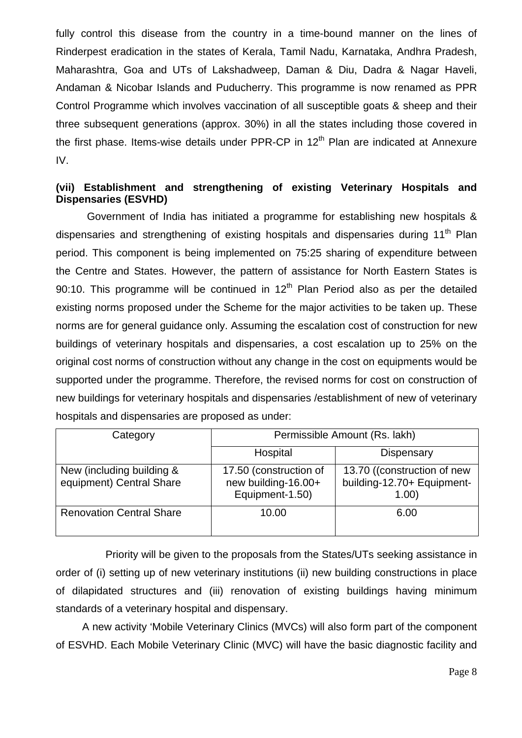fully control this disease from the country in a time-bound manner on the lines of Rinderpest eradication in the states of Kerala, Tamil Nadu, Karnataka, Andhra Pradesh, Maharashtra, Goa and UTs of Lakshadweep, Daman & Diu, Dadra & Nagar Haveli, Andaman & Nicobar Islands and Puducherry. This programme is now renamed as PPR Control Programme which involves vaccination of all susceptible goats & sheep and their three subsequent generations (approx. 30%) in all the states including those covered in the first phase. Items-wise details under PPR-CP in 12th Plan are indicated at Annexure IV.

### (vii) Establishment and strengthening of existing Veterinary Hospitals and Dispensaries (ESVHD)

Government of India has initiated a programme for establishing new hospitals & dispensaries and strengthening of existing hospitals and dispensaries during 11th Plan period. This component is being implemented on 75:25 sharing of expenditure between the Centre and States. However, the pattern of assistance for North Eastern States is 90:10. This programme will be continued in 12th Plan Period also as per the detailed existing norms proposed under the Scheme for the major activities to be taken up. These norms are for general guidance only. Assuming the escalation cost of construction for new buildings of veterinary hospitals and dispensaries, a cost escalation up to 25% on the original cost norms of construction without any change in the cost on equipments would be supported under the programme. Therefore, the revised norms for cost on construction of new buildings for veterinary hospitals and dispensaries /establishment of new of veterinary hospitals and dispensaries are proposed as under:

| Category | Permissible Amount (Rs. lakh) | |
|---|---|---|
| | Hospital | Dispensary |
| New (including building & equipment) Central Share | 17.50 (construction of new building-16.00+ Equipment-1.50) | 13.70 ((construction of new building-12.70+ Equipment-1.00) |
| Renovation Central Share | 10.00 | 6.00 |

Priority will be given to the proposals from the States/UTs seeking assistance in order of (i) setting up of new veterinary institutions (ii) new building constructions in place of dilapidated structures and (iii) renovation of existing buildings having minimum standards of a veterinary hospital and dispensary.

A new activity 'Mobile Veterinary Clinics (MVCs) will also form part of the component of ESVHD. Each Mobile Veterinary Clinic (MVC) will have the basic diagnostic facility and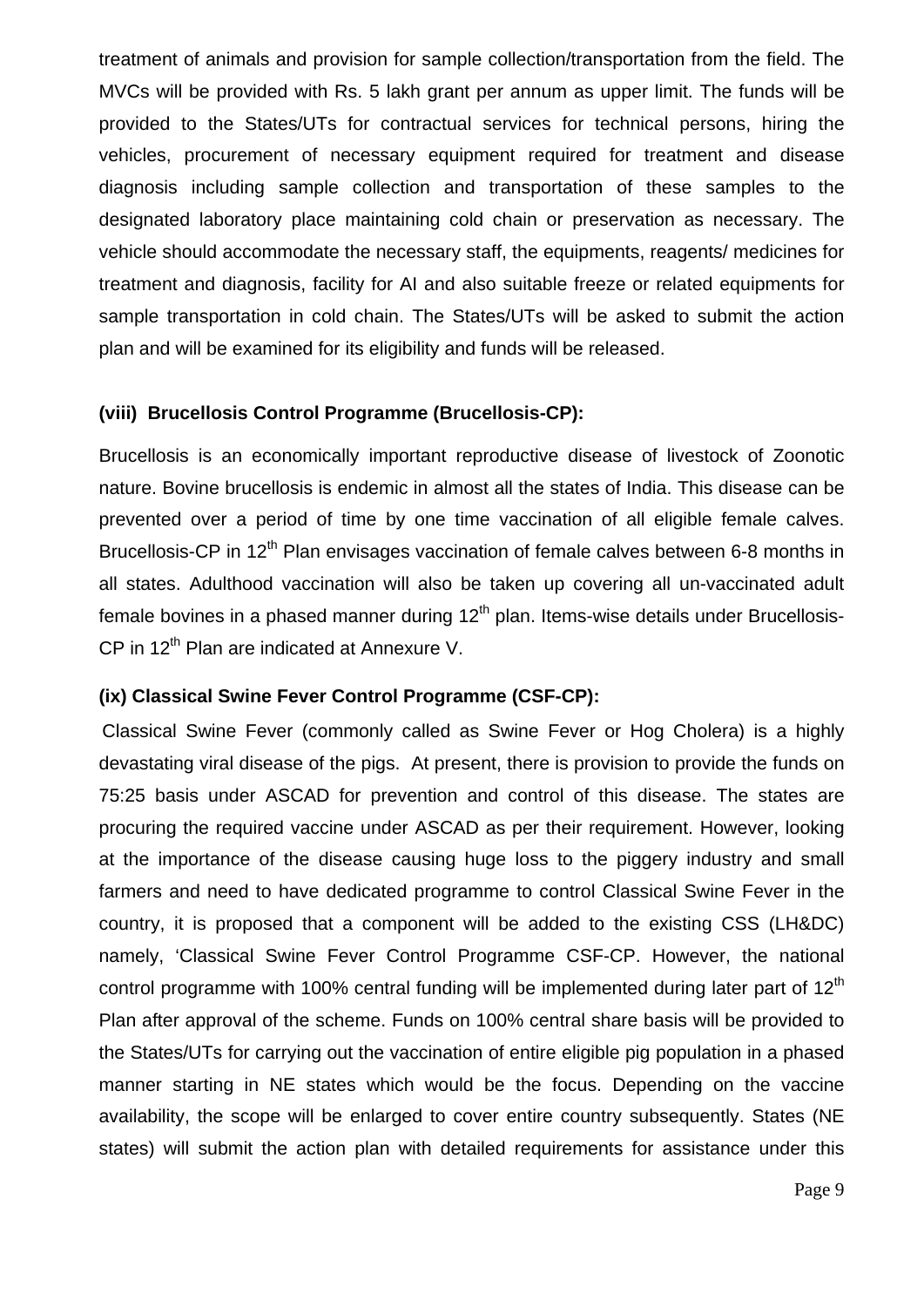treatment of animals and provision for sample collection/transportation from the field. The MVCs will be provided with Rs. 5 lakh grant per annum as upper limit. The funds will be provided to the States/UTs for contractual services for technical persons, hiring the vehicles, procurement of necessary equipment required for treatment and disease diagnosis including sample collection and transportation of these samples to the designated laboratory place maintaining cold chain or preservation as necessary. The vehicle should accommodate the necessary staff, the equipments, reagents/ medicines for treatment and diagnosis, facility for AI and also suitable freeze or related equipments for sample transportation in cold chain. The States/UTs will be asked to submit the action plan and will be examined for its eligibility and funds will be released.

**(viii) Brucellosis Control Programme (Brucellosis-CP):**

Brucellosis is an economically important reproductive disease of livestock of Zoonotic nature. Bovine brucellosis is endemic in almost all the states of India. This disease can be prevented over a period of time by one time vaccination of all eligible female calves. Brucellosis-CP in 12th Plan envisages vaccination of female calves between 6-8 months in all states. Adulthood vaccination will also be taken up covering all un-vaccinated adult female bovines in a phased manner during 12th plan. Items-wise details under Brucellosis-CP in 12th Plan are indicated at Annexure V.

**(ix) Classical Swine Fever Control Programme (CSF-CP):**

Classical Swine Fever (commonly called as Swine Fever or Hog Cholera) is a highly devastating viral disease of the pigs. At present, there is provision to provide the funds on 75:25 basis under ASCAD for prevention and control of this disease. The states are procuring the required vaccine under ASCAD as per their requirement. However, looking at the importance of the disease causing huge loss to the piggery industry and small farmers and need to have dedicated programme to control Classical Swine Fever in the country, it is proposed that a component will be added to the existing CSS (LH&DC) namely, 'Classical Swine Fever Control Programme CSF-CP. However, the national control programme with 100% central funding will be implemented during later part of 12th Plan after approval of the scheme. Funds on 100% central share basis will be provided to the States/UTs for carrying out the vaccination of entire eligible pig population in a phased manner starting in NE states which would be the focus. Depending on the vaccine availability, the scope will be enlarged to cover entire country subsequently. States (NE states) will submit the action plan with detailed requirements for assistance under this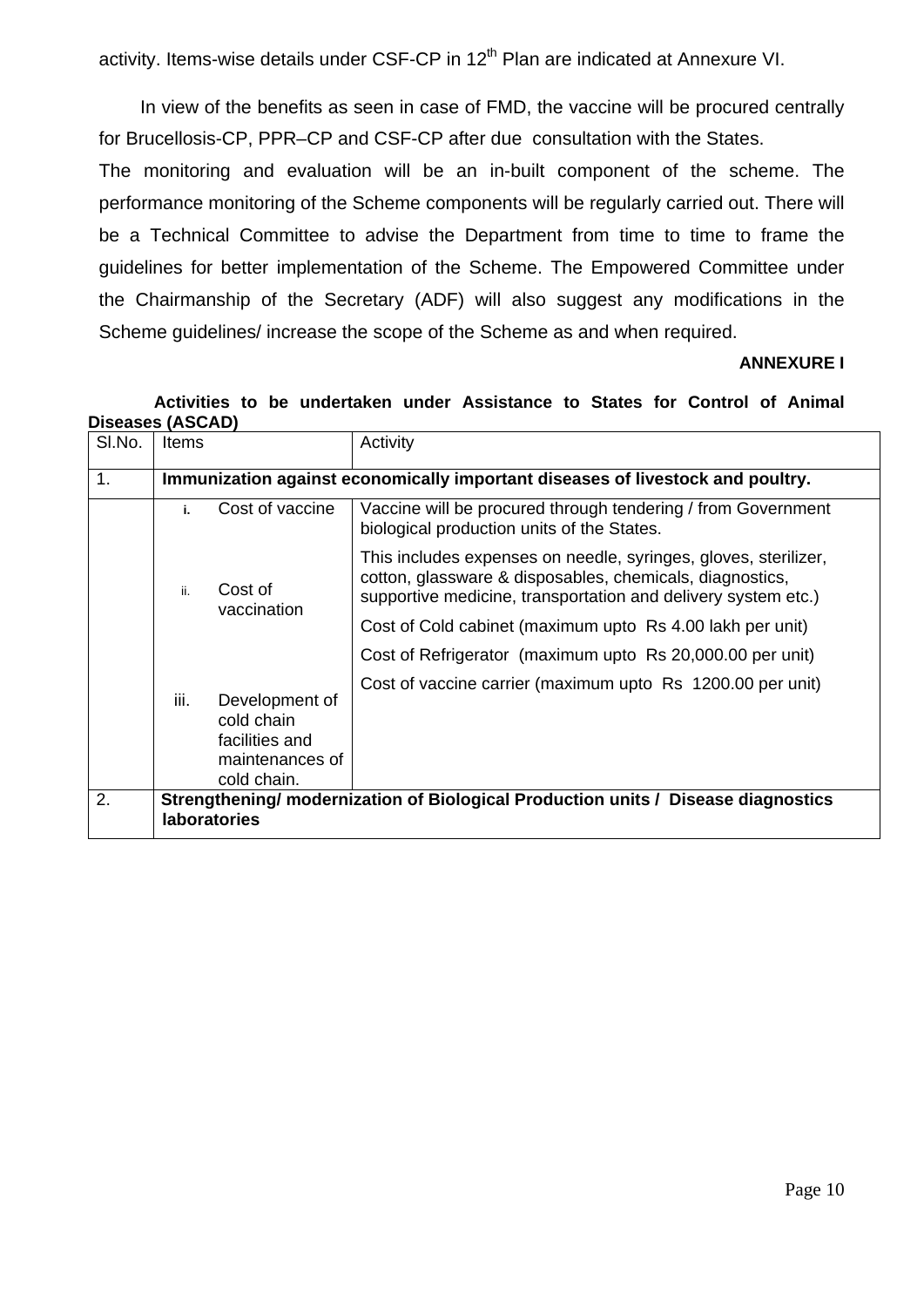activity. Items-wise details under CSF-CP in 12th Plan are indicated at Annexure VI.

In view of the benefits as seen in case of FMD, the vaccine will be procured centrally for Brucellosis-CP, PPR–CP and CSF-CP after due consultation with the States.

The monitoring and evaluation will be an in-built component of the scheme. The performance monitoring of the Scheme components will be regularly carried out. There will be a Technical Committee to advise the Department from time to time to frame the guidelines for better implementation of the Scheme. The Empowered Committee under the Chairmanship of the Secretary (ADF) will also suggest any modifications in the Scheme guidelines/ increase the scope of the Scheme as and when required.

**ANNEXURE I**

**Activities to be undertaken under Assistance to States for Control of Animal Diseases (ASCAD)**

| Sl.No. | Items | | Activity |
|---|---|---|---|
| 1. | **Immunization against economically important diseases of livestock and poultry.** | | |
| | i. | Cost of vaccine | Vaccine will be procured through tendering / from Government biological production units of the States. |
| | ii. | Cost of vaccination | This includes expenses on needle, syringes, gloves, sterilizer, cotton, glassware & disposables, chemicals, diagnostics, supportive medicine, transportation and delivery system etc.) |
| | iii. | Development of cold chain facilities and maintenances of cold chain. | Cost of Cold cabinet (maximum upto Rs 4.00 lakh per unit)<br>Cost of Refrigerator (maximum upto Rs 20,000.00 per unit)<br>Cost of vaccine carrier (maximum upto Rs 1200.00 per unit) |
| 2. | **Strengthening/ modernization of Biological Production units / Disease diagnostics laboratories** | | |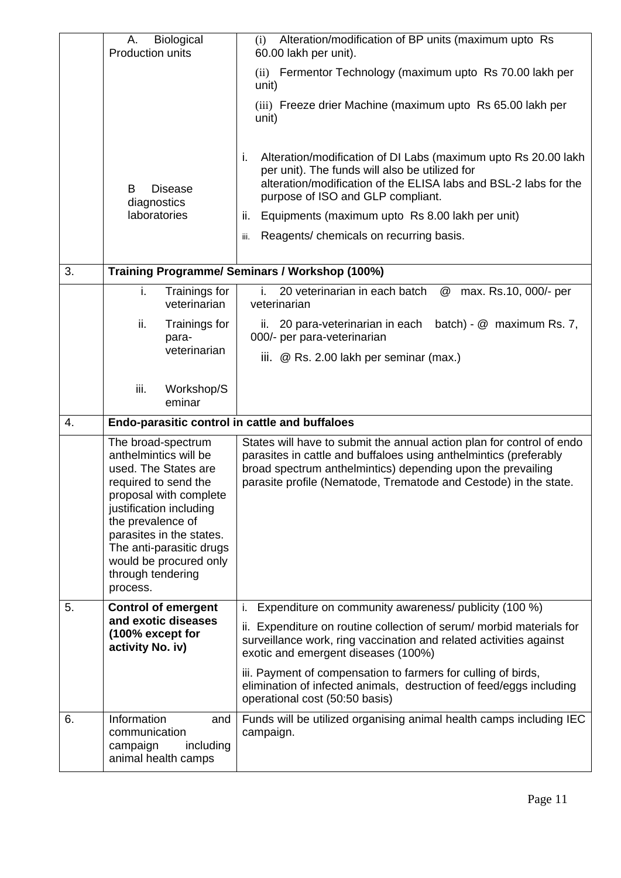| | | |
|---|---|---|
| | A. Biological Production units | (i) Alteration/modification of BP units (maximum upto Rs 60.00 lakh per unit).<br>(ii) Fermentor Technology (maximum upto Rs 70.00 lakh per unit)<br>(iii) Freeze drier Machine (maximum upto Rs 65.00 lakh per unit) |
| | B Disease diagnostics laboratories | i. Alteration/modification of DI Labs (maximum upto Rs 20.00 lakh per unit). The funds will also be utilized for alteration/modification of the ELISA labs and BSL-2 labs for the purpose of ISO and GLP compliant.<br>ii. Equipments (maximum upto Rs 8.00 lakh per unit)<br>iii. Reagents/ chemicals on recurring basis. |
| 3. | **Training Programme/ Seminars / Workshop (100%)** | |
| | i. Trainings for veterinarian<br>ii. Trainings for para-veterinarian<br>iii. Workshop/Seminar | i. 20 veterinarian in each batch @ max. Rs.10, 000/- per veterinarian<br>ii. 20 para-veterinarian in each batch) - @ maximum Rs. 7, 000/- per para-veterinarian<br>iii. @ Rs. 2.00 lakh per seminar (max.) |
| 4. | **Endo-parasitic control in cattle and buffaloes** | |
| | The broad-spectrum anthelmintics will be used. The States are required to send the proposal with complete justification including the prevalence of parasites in the states. The anti-parasitic drugs would be procured only through tendering process. | States will have to submit the annual action plan for control of endo parasites in cattle and buffaloes using anthelmintics (preferably broad spectrum anthelmintics) depending upon the prevailing parasite profile (Nematode, Trematode and Cestode) in the state. |
| 5. | **Control of emergent and exotic diseases (100% except for activity No. iv)** | i. Expenditure on community awareness/ publicity (100 %)<br>ii. Expenditure on routine collection of serum/ morbid materials for surveillance work, ring vaccination and related activities against exotic and emergent diseases (100%)<br>iii. Payment of compensation to farmers for culling of birds, elimination of infected animals, destruction of feed/eggs including operational cost (50:50 basis) |
| 6. | Information and communication campaign including animal health camps | Funds will be utilized organising animal health camps including IEC campaign. |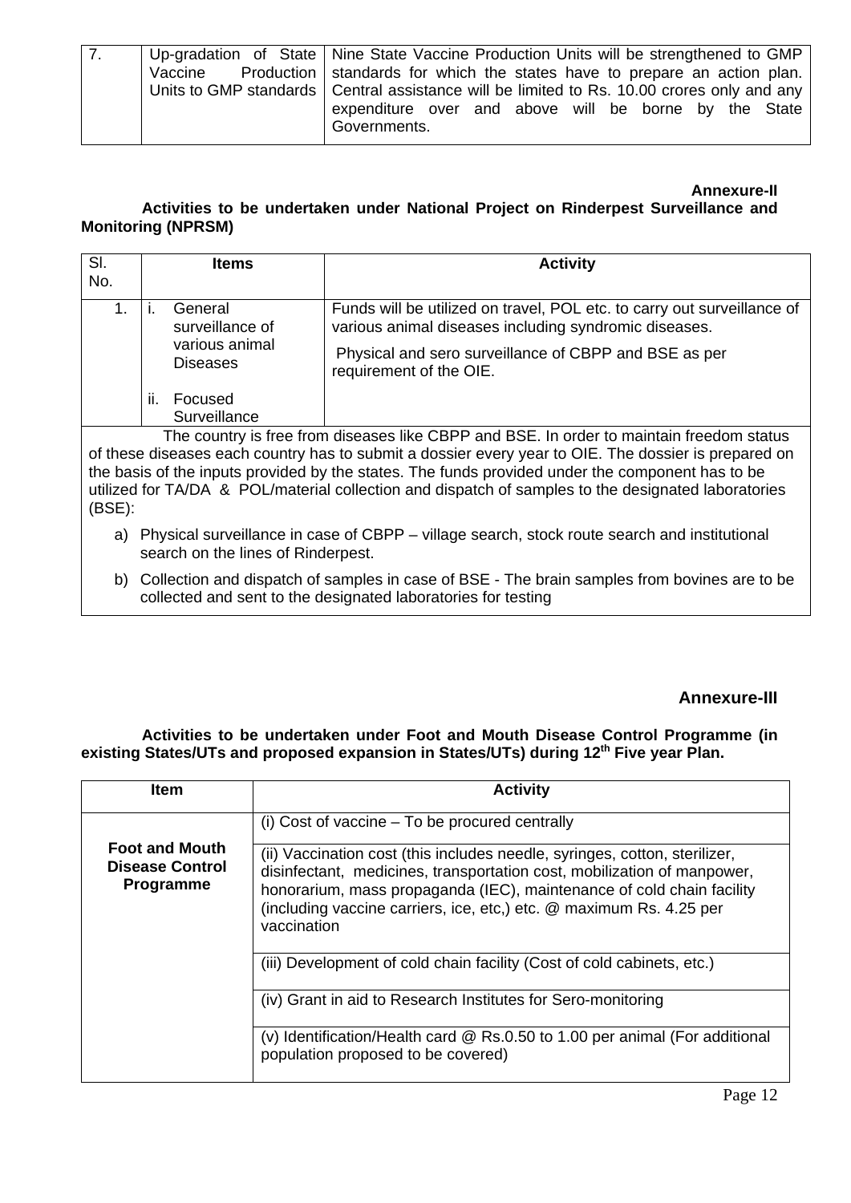| 7. | Up-gradation of State Vaccine Production Units to GMP standards | Nine State Vaccine Production Units will be strengthened to GMP standards for which the states have to prepare an action plan. Central assistance will be limited to Rs. 10.00 crores only and any expenditure over and above will be borne by the State Governments. |
|---|---|---|

**Annexure-II**

**Activities to be undertaken under National Project on Rinderpest Surveillance and Monitoring (NPRSM)**

| Sl. No. | Items | Activity |
|---|---|---|
| 1. | i. General surveillance of various animal Diseases<br><br>ii. Focused Surveillance | Funds will be utilized on travel, POL etc. to carry out surveillance of various animal diseases including syndromic diseases.<br><br>Physical and sero surveillance of CBPP and BSE as per requirement of the OIE. |
| The country is free from diseases like CBPP and BSE. In order to maintain freedom status of these diseases each country has to submit a dossier every year to OIE. The dossier is prepared on the basis of the inputs provided by the states. The funds provided under the component has to be utilized for TA/DA & POL/material collection and dispatch of samples to the designated laboratories (BSE):<br><br>a) Physical surveillance in case of CBPP – village search, stock route search and institutional search on the lines of Rinderpest.<br><br>b) Collection and dispatch of samples in case of BSE - The brain samples from bovines are to be collected and sent to the designated laboratories for testing | | |

**Annexure-III**

**Activities to be undertaken under Foot and Mouth Disease Control Programme (in existing States/UTs and proposed expansion in States/UTs) during 12th Five year Plan.**

| Item | Activity |
|---|---|
| **Foot and Mouth Disease Control Programme** | (i) Cost of vaccine – To be procured centrally |
| | (ii) Vaccination cost (this includes needle, syringes, cotton, sterilizer, disinfectant, medicines, transportation cost, mobilization of manpower, honorarium, mass propaganda (IEC), maintenance of cold chain facility (including vaccine carriers, ice, etc,) etc. @ maximum Rs. 4.25 per vaccination |
| | (iii) Development of cold chain facility (Cost of cold cabinets, etc.) |
| | (iv) Grant in aid to Research Institutes for Sero-monitoring |
| | (v) Identification/Health card @ Rs.0.50 to 1.00 per animal (For additional population proposed to be covered) |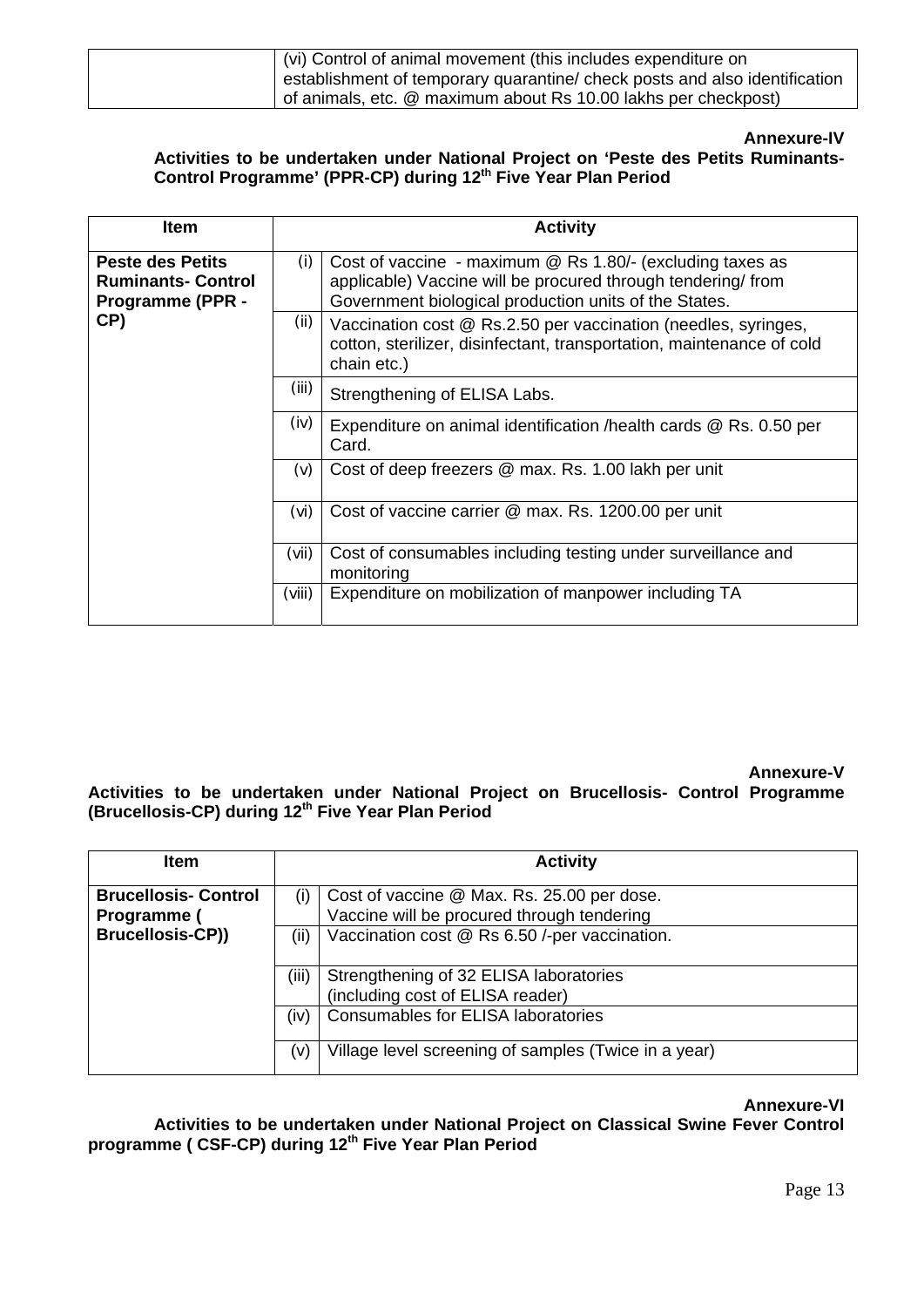| | |
|---|---|
| | (vi) Control of animal movement (this includes expenditure on establishment of temporary quarantine/ check posts and also identification of animals, etc. @ maximum about Rs 10.00 lakhs per checkpost) |

**Annexure-IV**

**Activities to be undertaken under National Project on 'Peste des Petits Ruminants-Control Programme' (PPR-CP) during 12th Five Year Plan Period**

| Item | Activity | |
|---|---|---|
| **Peste des Petits Ruminants- Control Programme (PPR - CP)** | (i) | Cost of vaccine - maximum @ Rs 1.80/- (excluding taxes as applicable) Vaccine will be procured through tendering/ from Government biological production units of the States. |
| | (ii) | Vaccination cost @ Rs.2.50 per vaccination (needles, syringes, cotton, sterilizer, disinfectant, transportation, maintenance of cold chain etc.) |
| | (iii) | Strengthening of ELISA Labs. |
| | (iv) | Expenditure on animal identification /health cards @ Rs. 0.50 per Card. |
| | (v) | Cost of deep freezers @ max. Rs. 1.00 lakh per unit |
| | (vi) | Cost of vaccine carrier @ max. Rs. 1200.00 per unit |
| | (vii) | Cost of consumables including testing under surveillance and monitoring |
| | (viii) | Expenditure on mobilization of manpower including TA |

**Annexure-V**

**Activities to be undertaken under National Project on Brucellosis- Control Programme (Brucellosis-CP) during 12th Five Year Plan Period**

| Item | Activity | |
|---|---|---|
| **Brucellosis- Control Programme ( Brucellosis-CP))** | (i) | Cost of vaccine @ Max. Rs. 25.00 per dose. Vaccine will be procured through tendering |
| | (ii) | Vaccination cost @ Rs 6.50 /-per vaccination. |
| | (iii) | Strengthening of 32 ELISA laboratories (including cost of ELISA reader) |
| | (iv) | Consumables for ELISA laboratories |
| | (v) | Village level screening of samples (Twice in a year) |

**Annexure-VI**

**Activities to be undertaken under National Project on Classical Swine Fever Control programme ( CSF-CP) during 12th Five Year Plan Period**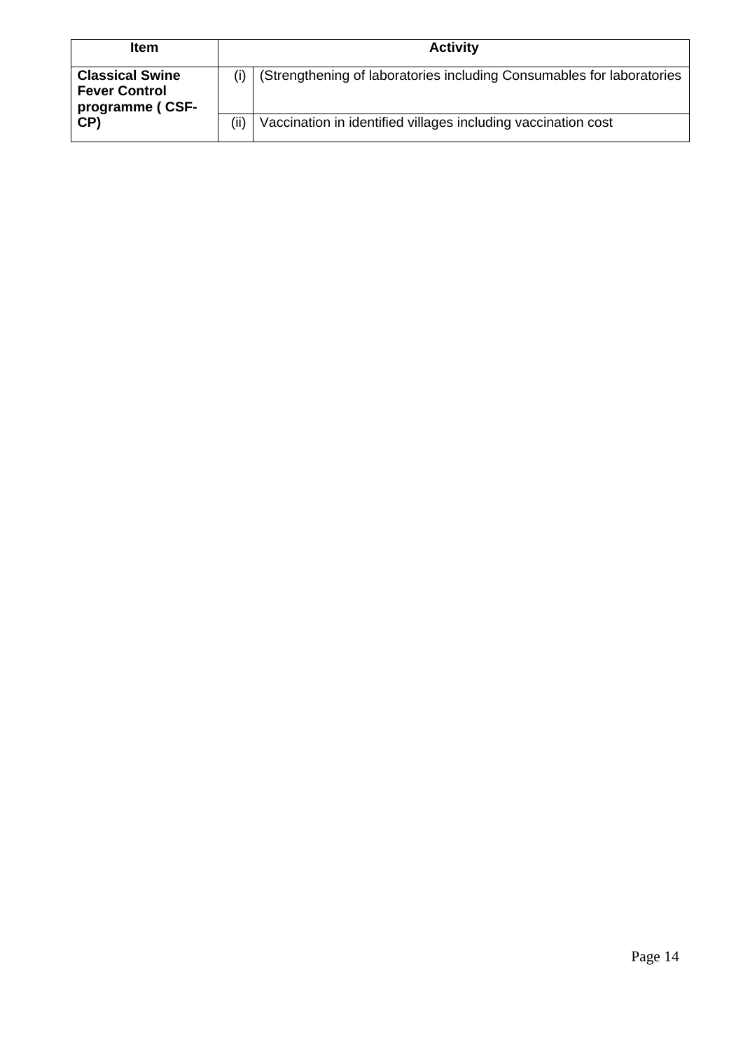| Item | | Activity |
|---|---|---|
| **Classical Swine Fever Control programme ( CSF-CP)** | (i) | (Strengthening of laboratories including Consumables for laboratories |
| | (ii) | Vaccination in identified villages including vaccination cost |